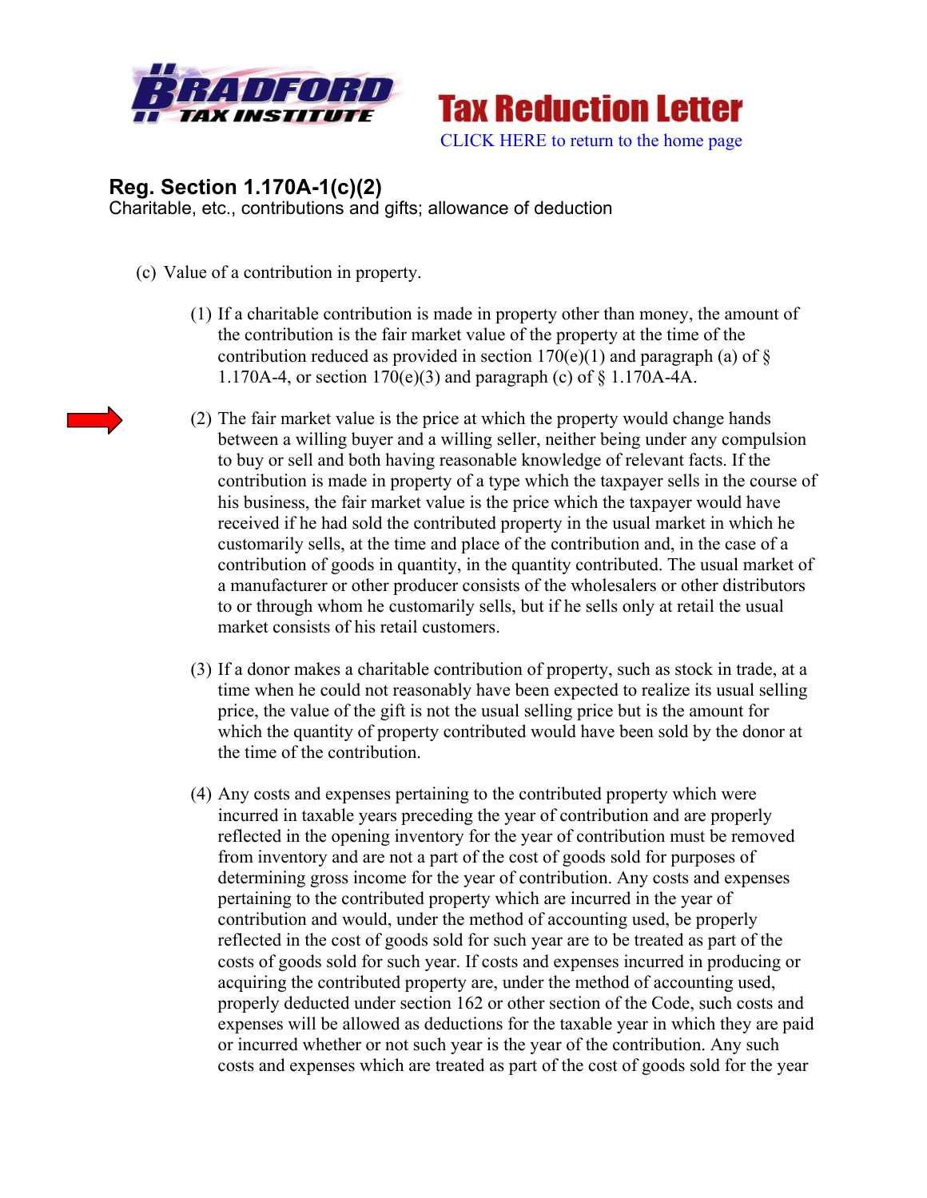Bradford Tax Institute

# Tax Reduction Letter

CLICK HERE to return to the home page

## Reg. Section 1.170A-1(c)(2)

Charitable, etc., contributions and gifts; allowance of deduction

(c) Value of a contribution in property.

(1) If a charitable contribution is made in property other than money, the amount of the contribution is the fair market value of the property at the time of the contribution reduced as provided in section 170(e)(1) and paragraph (a) of § 1.170A-4, or section 170(e)(3) and paragraph (c) of § 1.170A-4A.

(2) The fair market value is the price at which the property would change hands between a willing buyer and a willing seller, neither being under any compulsion to buy or sell and both having reasonable knowledge of relevant facts. If the contribution is made in property of a type which the taxpayer sells in the course of his business, the fair market value is the price which the taxpayer would have received if he had sold the contributed property in the usual market in which he customarily sells, at the time and place of the contribution and, in the case of a contribution of goods in quantity, in the quantity contributed. The usual market of a manufacturer or other producer consists of the wholesalers or other distributors to or through whom he customarily sells, but if he sells only at retail the usual market consists of his retail customers.

(3) If a donor makes a charitable contribution of property, such as stock in trade, at a time when he could not reasonably have been expected to realize its usual selling price, the value of the gift is not the usual selling price but is the amount for which the quantity of property contributed would have been sold by the donor at the time of the contribution.

(4) Any costs and expenses pertaining to the contributed property which were incurred in taxable years preceding the year of contribution and are properly reflected in the opening inventory for the year of contribution must be removed from inventory and are not a part of the cost of goods sold for purposes of determining gross income for the year of contribution. Any costs and expenses pertaining to the contributed property which are incurred in the year of contribution and would, under the method of accounting used, be properly reflected in the cost of goods sold for such year are to be treated as part of the costs of goods sold for such year. If costs and expenses incurred in producing or acquiring the contributed property are, under the method of accounting used, properly deducted under section 162 or other section of the Code, such costs and expenses will be allowed as deductions for the taxable year in which they are paid or incurred whether or not such year is the year of the contribution. Any such costs and expenses which are treated as part of the cost of goods sold for the year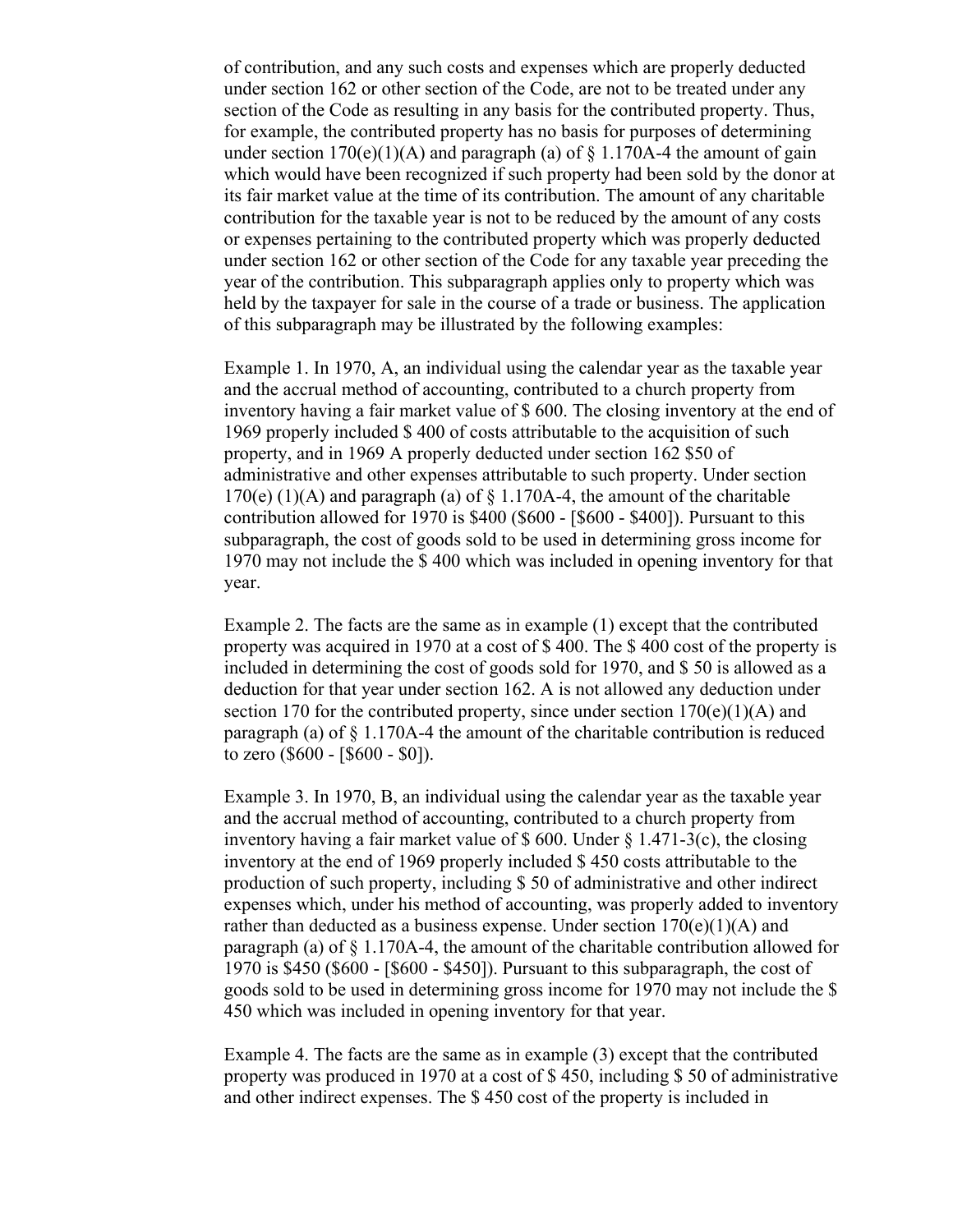of contribution, and any such costs and expenses which are properly deducted under section 162 or other section of the Code, are not to be treated under any section of the Code as resulting in any basis for the contributed property. Thus, for example, the contributed property has no basis for purposes of determining under section 170(e)(1)(A) and paragraph (a) of § 1.170A-4 the amount of gain which would have been recognized if such property had been sold by the donor at its fair market value at the time of its contribution. The amount of any charitable contribution for the taxable year is not to be reduced by the amount of any costs or expenses pertaining to the contributed property which was properly deducted under section 162 or other section of the Code for any taxable year preceding the year of the contribution. This subparagraph applies only to property which was held by the taxpayer for sale in the course of a trade or business. The application of this subparagraph may be illustrated by the following examples:

Example 1. In 1970, A, an individual using the calendar year as the taxable year and the accrual method of accounting, contributed to a church property from inventory having a fair market value of $ 600. The closing inventory at the end of 1969 properly included $ 400 of costs attributable to the acquisition of such property, and in 1969 A properly deducted under section 162 $50 of administrative and other expenses attributable to such property. Under section 170(e) (1)(A) and paragraph (a) of § 1.170A-4, the amount of the charitable contribution allowed for 1970 is $400 ($600 - [$600 - $400]). Pursuant to this subparagraph, the cost of goods sold to be used in determining gross income for 1970 may not include the $ 400 which was included in opening inventory for that year.

Example 2. The facts are the same as in example (1) except that the contributed property was acquired in 1970 at a cost of $ 400. The $ 400 cost of the property is included in determining the cost of goods sold for 1970, and $ 50 is allowed as a deduction for that year under section 162. A is not allowed any deduction under section 170 for the contributed property, since under section 170(e)(1)(A) and paragraph (a) of § 1.170A-4 the amount of the charitable contribution is reduced to zero ($600 - [$600 - $0]).

Example 3. In 1970, B, an individual using the calendar year as the taxable year and the accrual method of accounting, contributed to a church property from inventory having a fair market value of $ 600. Under § 1.471-3(c), the closing inventory at the end of 1969 properly included $ 450 costs attributable to the production of such property, including $ 50 of administrative and other indirect expenses which, under his method of accounting, was properly added to inventory rather than deducted as a business expense. Under section 170(e)(1)(A) and paragraph (a) of § 1.170A-4, the amount of the charitable contribution allowed for 1970 is $450 ($600 - [$600 - $450]). Pursuant to this subparagraph, the cost of goods sold to be used in determining gross income for 1970 may not include the $ 450 which was included in opening inventory for that year.

Example 4. The facts are the same as in example (3) except that the contributed property was produced in 1970 at a cost of $ 450, including $ 50 of administrative and other indirect expenses. The $ 450 cost of the property is included in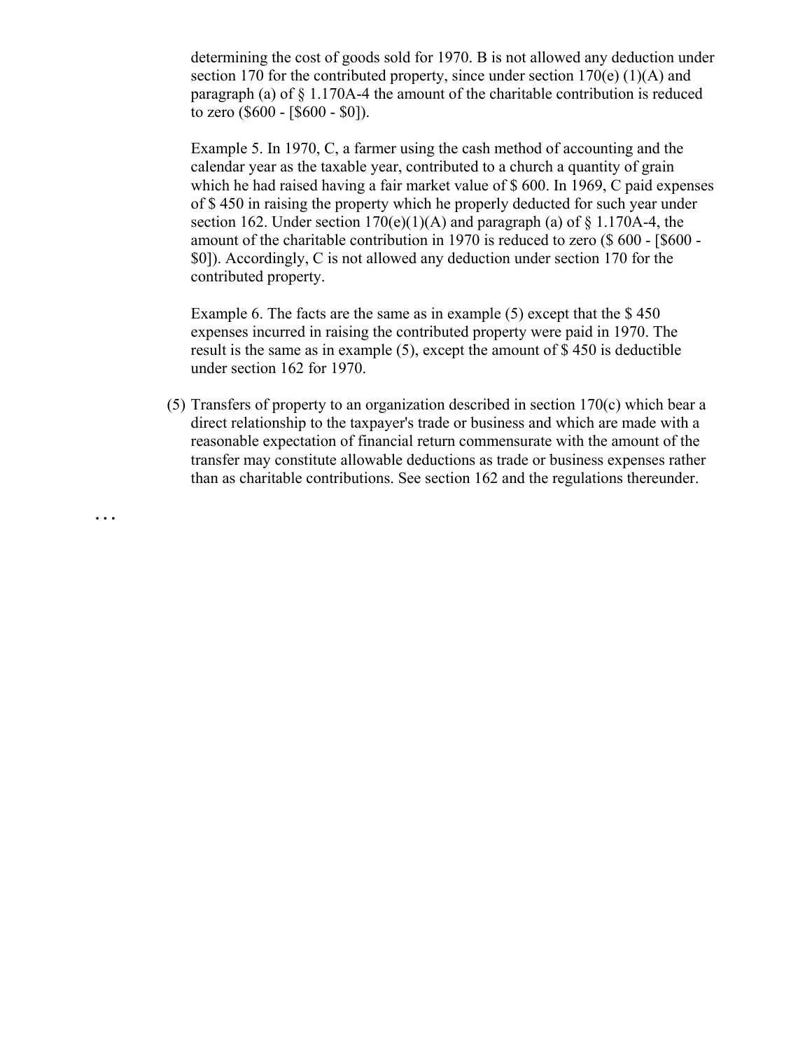determining the cost of goods sold for 1970. B is not allowed any deduction under section 170 for the contributed property, since under section 170(e) (1)(A) and paragraph (a) of § 1.170A-4 the amount of the charitable contribution is reduced to zero ($600 - [$600 - $0]).

Example 5. In 1970, C, a farmer using the cash method of accounting and the calendar year as the taxable year, contributed to a church a quantity of grain which he had raised having a fair market value of $ 600. In 1969, C paid expenses of $ 450 in raising the property which he properly deducted for such year under section 162. Under section 170(e)(1)(A) and paragraph (a) of § 1.170A-4, the amount of the charitable contribution in 1970 is reduced to zero ($ 600 - [$600 - $0]). Accordingly, C is not allowed any deduction under section 170 for the contributed property.

Example 6. The facts are the same as in example (5) except that the $ 450 expenses incurred in raising the contributed property were paid in 1970. The result is the same as in example (5), except the amount of $ 450 is deductible under section 162 for 1970.

(5) Transfers of property to an organization described in section 170(c) which bear a direct relationship to the taxpayer's trade or business and which are made with a reasonable expectation of financial return commensurate with the amount of the transfer may constitute allowable deductions as trade or business expenses rather than as charitable contributions. See section 162 and the regulations thereunder.

. . .